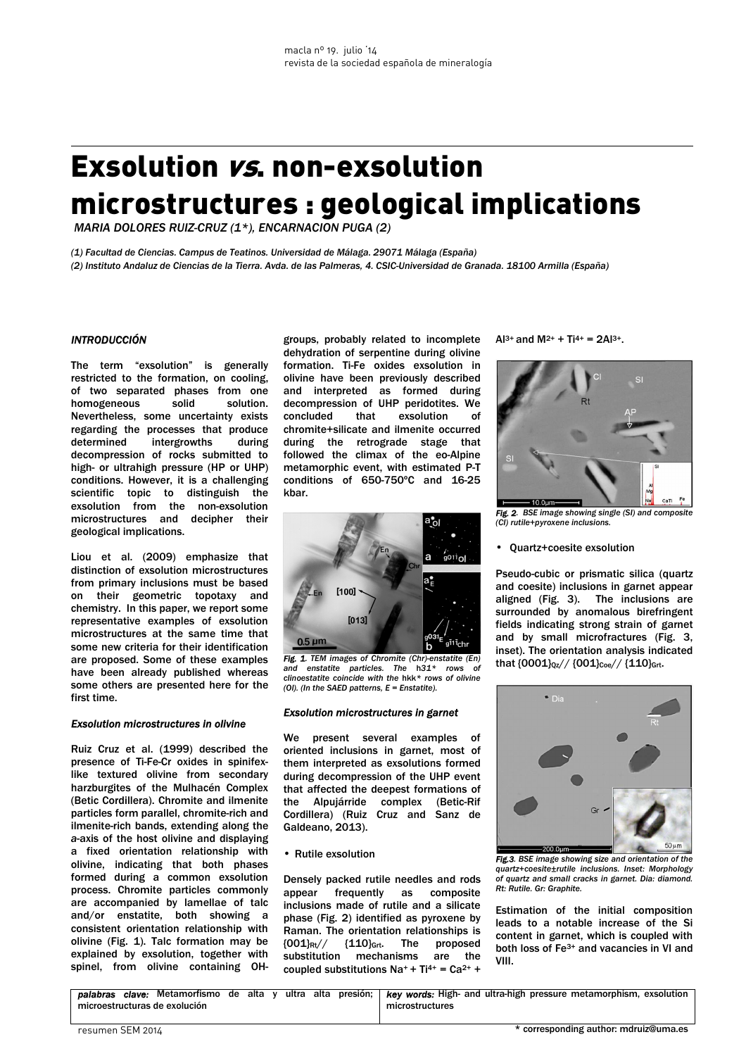# Exsolution *vs*. non-exsolution microstructures : geological implications

*MARIA DOLORES RUIZ-CRUZ (1\*), ENCARNACION PUGA (2)*

*(1) Facultad de Ciencias. Campus de Teatinos. Universidad de Málaga. 29071 Málaga (España)*

*(2) Instituto Andaluz de Ciencias de la Tierra. Avda. de las Palmeras, 4. CSIC-Universidad de Granada. 18100 Armilla (España)*

## *INTRODUCCIÓN*

The term "exsolution" is generally restricted to the formation, on cooling, of two separated phases from one homogeneous solid solution. Nevertheless, some uncertainty exists regarding the processes that produce determined intergrowths during decompression of rocks submitted to high- or ultrahigh pressure (HP or UHP) conditions. However, it is a challenging scientific topic to distinguish the exsolution from the non-exsolution microstructures and decipher their geological implications.

Liou et al. (2009) emphasize that distinction of exsolution microstructures from primary inclusions must be based on their geometric topotaxy and chemistry. In this paper, we report some representative examples of exsolution microstructures at the same time that some new criteria for their identification are proposed. Some of these examples have been already published whereas some others are presented here for the first time.

### *Exsolution microstructures in olivine*

Ruiz Cruz et al. (1999) described the presence of Ti-Fe-Cr oxides in spinifex-like textured olivine from secondary harzburgites of the Mulhacén Complex (Betic Cordillera). Chromite and ilmenite particles form parallel, chromite-rich and ilmenite-rich bands, extending along the *a*-axis of the host olivine and displaying a fixed orientation relationship with olivine, indicating that both phases formed during a common exsolution process. Chromite particles commonly are accompanied by lamellae of talc and/or enstatite, both showing a consistent orientation relationship with olivine (Fig. 1). Talc formation may be explained by exsolution, together with spinel, from olivine containing OH-groups, probably related to incomplete dehydration of serpentine during olivine formation. Ti-Fe oxides exsolution in olivine have been previously described and interpreted as formed during decompression of UHP peridotites. We concluded that exsolution of chromite+silicate and ilmenite occurred during the retrograde stage that followed the climax of the eo-Alpine metamorphic event, with estimated P-T conditions of 650-750ºC and 16-25 kbar.

*Fig. 1. TEM images of Chromite (Chr)-enstatite (En) and enstatite particles. The h31\* rows of clinoestatite coincide with the hkk\* rows of olivine (Ol). (In the SAED patterns, E = Enstatite).*

### *Exsolution microstructures in garnet*

We present several examples of oriented inclusions in garnet, most of them interpreted as exsolutions formed during decompression of the UHP event that affected the deepest formations of the Alpujárride complex (Betic-Rif Cordillera) (Ruiz Cruz and Sanz de Galdeano, 2013).

- Rutile exsolution

Densely packed rutile needles and rods appear frequently as composite inclusions made of rutile and a silicate phase (Fig. 2) identified as pyroxene by Raman. The orientation relationships is $\{001\}_{Rt}$// $\{110\}_{Grt}$. The proposed substitution mechanisms are the coupled substitutions $Na^{+} + Ti^{4+} = Ca^{2+} + Al^{3+}$ and $M^{2+} + Ti^{4+} = 2Al^{3+}$.

*Fig. 2. BSE image showing single (SI) and composite (CI) rutile+pyroxene inclusions.*

- Quartz+coesite exsolution

Pseudo-cubic or prismatic silica (quartz and coesite) inclusions in garnet appear aligned (Fig. 3). The inclusions are surrounded by anomalous birefringent fields indicating strong strain of garnet and by small microfractures (Fig. 3, inset). The orientation analysis indicated that $\{0001\}_{Qz}$// $\{001\}_{Coe}$// $\{110\}_{Grt}$.

*Fig.3. BSE image showing size and orientation of the quartz+coesite±rutile inclusions. Inset: Morphology of quartz and small cracks in garnet. Dia: diamond. Rt: Rutile. Gr: Graphite.*

Estimation of the initial composition leads to a notable increase of the Si content in garnet, which is coupled with both loss of $Fe^{3+}$ and vacancies in VI and VIII.

| *palabras clave:* Metamorfismo de alta y ultra alta presión; microestructuras de exolución | *key words:* High- and ultra-high pressure metamorphism, exsolution microstructures |
| --- | --- |

\* corresponding author: mdruiz@uma.es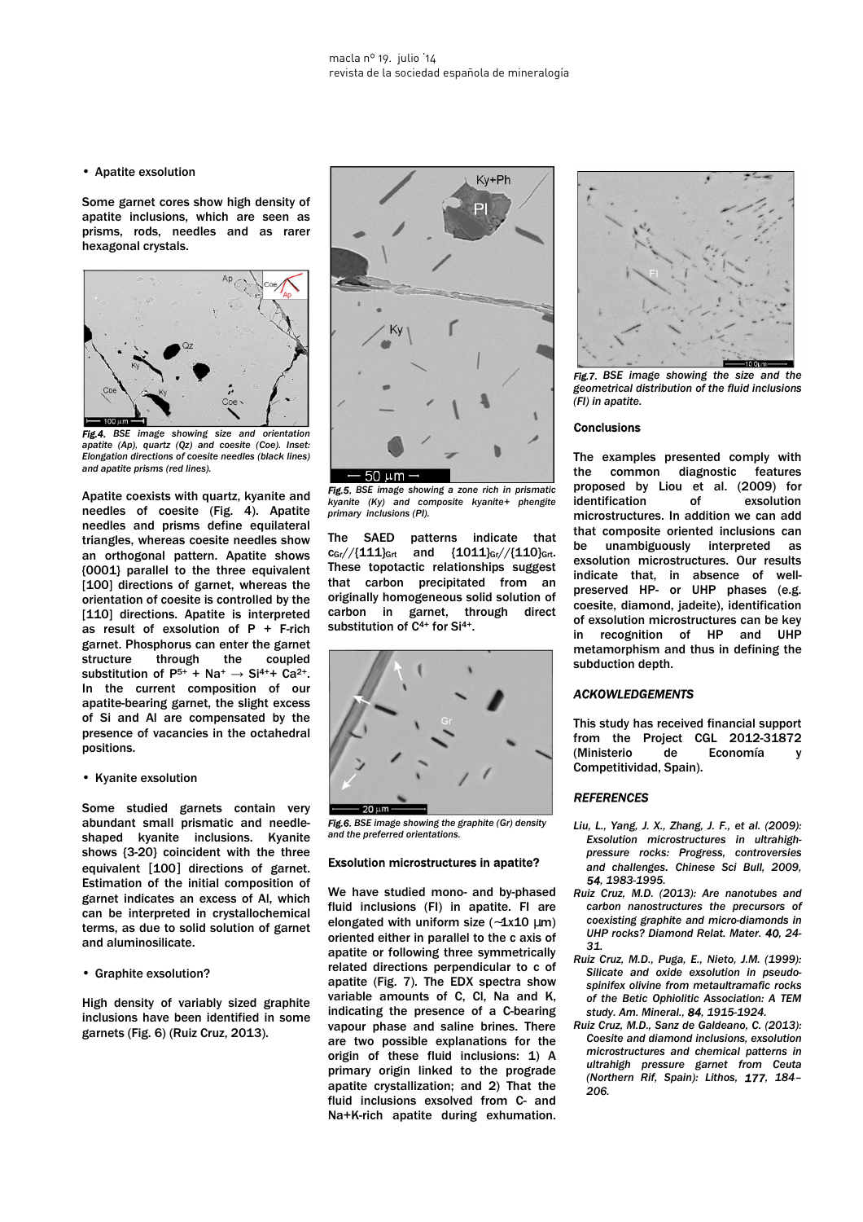• Apatite exsolution

Some garnet cores show high density of apatite inclusions, which are seen as prisms, rods, needles and as rarer hexagonal crystals.

*Fig.4. BSE image showing size and orientation apatite (Ap), quartz (Qz) and coesite (Coe). Inset: Elongation directions of coesite needles (black lines) and apatite prisms (red lines).*

Apatite coexists with quartz, kyanite and needles of coesite (Fig. 4). Apatite needles and prisms define equilateral triangles, whereas coesite needles show an orthogonal pattern. Apatite shows {0001} parallel to the three equivalent [100] directions of garnet, whereas the orientation of coesite is controlled by the [110] directions. Apatite is interpreted as result of exsolution of P + F-rich garnet. Phosphorus can enter the garnet structure through the coupled substitution of $P^{5+} + Na^{+} \rightarrow Si^{4+} + Ca^{2+}$. In the current composition of our apatite-bearing garnet, the slight excess of Si and Al are compensated by the presence of vacancies in the octahedral positions.

• Kyanite exsolution

Some studied garnets contain very abundant small prismatic and needle-shaped kyanite inclusions. Kyanite shows {3-20} coincident with the three equivalent [100] directions of garnet. Estimation of the initial composition of garnet indicates an excess of Al, which can be interpreted in crystallochemical terms, as due to solid solution of garnet and aluminosilicate.

• Graphite exsolution?

High density of variably sized graphite inclusions have been identified in some garnets (Fig. 6) (Ruiz Cruz, 2013).

*Fig.5. BSE image showing a zone rich in prismatic kyanite (Ky) and composite kyanite+ phengite primary inclusions (Pl).*

The SAED patterns indicate that $c_{Gr}$//{111}$_{Grt}$ and {1011}$_{Gr}$//{110}$_{Grt}$. These topotactic relationships suggest that carbon precipitated from an originally homogeneous solid solution of carbon in garnet, through direct substitution of $C^{4+}$ for $Si^{4+}$.

*Fig.6. BSE image showing the graphite (Gr) density and the preferred orientations.*

### Exsolution microstructures in apatite?

We have studied mono- and by-phased fluid inclusions (FI) in apatite. FI are elongated with uniform size (~1x10 μm) oriented either in parallel to the c axis of apatite or following three symmetrically related directions perpendicular to c of apatite (Fig. 7). The EDX spectra show variable amounts of C, Cl, Na and K, indicating the presence of a C-bearing vapour phase and saline brines. There are two possible explanations for the origin of these fluid inclusions: 1) A primary origin linked to the prograde apatite crystallization; and 2) That the fluid inclusions exsolved from C- and Na+K-rich apatite during exhumation.

*Fig.7. BSE image showing the size and the geometrical distribution of the fluid inclusions (FI) in apatite.*

### Conclusions

The examples presented comply with the common diagnostic features proposed by Liou et al. (2009) for identification of exsolution microstructures. In addition we can add that composite oriented inclusions can be unambiguously interpreted as exsolution microstructures. Our results indicate that, in absence of well-preserved HP- or UHP phases (e.g. coesite, diamond, jadeite), identification of exsolution microstructures can be key in recognition of HP and UHP metamorphism and thus in defining the subduction depth.

### *ACKOWLEDGEMENTS*

This study has received financial support from the Project CGL 2012-31872 (Ministerio de Economía y Competitividad, Spain).

### *REFERENCES*

*Liu, L., Yang, J. X., Zhang, J. F., et al. (2009): Exsolution microstructures in ultrahigh-pressure rocks: Progress, controversies and challenges. Chinese Sci Bull, 2009, **54**, 1983-1995.*

*Ruiz Cruz, M.D. (2013): Are nanotubes and carbon nanostructures the precursors of coexisting graphite and micro-diamonds in UHP rocks? Diamond Relat. Mater. **40**, 24-31.*

*Ruiz Cruz, M.D., Puga, E., Nieto, J.M. (1999): Silicate and oxide exsolution in pseudo-spinifex olivine from metaultramafic rocks of the Betic Ophiolitic Association: A TEM study. Am. Mineral., **84**, 1915-1924.*

*Ruiz Cruz, M.D., Sanz de Galdeano, C. (2013): Coesite and diamond inclusions, exsolution microstructures and chemical patterns in ultrahigh pressure garnet from Ceuta (Northern Rif, Spain): Lithos, **177**, 184–206.*